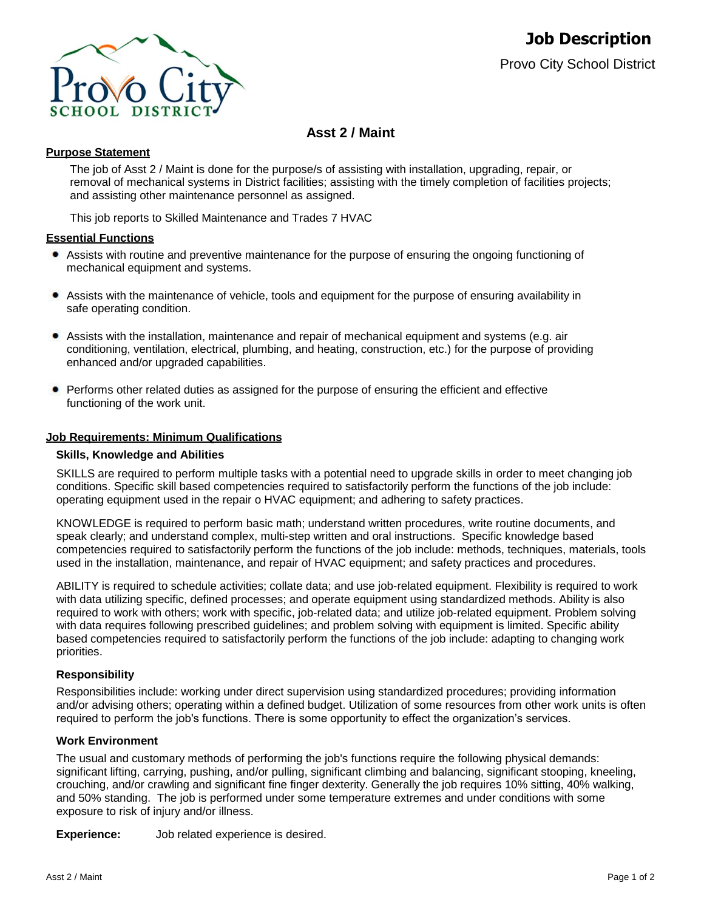# Job Description

Provo City School District

## Asst 2 / Maint

### Purpose Statement

The job of Asst 2 / Maint is done for the purpose/s of assisting with installation, upgrading, repair, or removal of mechanical systems in District facilities; assisting with the timely completion of facilities projects; and assisting other maintenance personnel as assigned.

This job reports to Skilled Maintenance and Trades 7 HVAC

### Essential Functions

- Assists with routine and preventive maintenance for the purpose of ensuring the ongoing functioning of mechanical equipment and systems.
- Assists with the maintenance of vehicle, tools and equipment for the purpose of ensuring availability in safe operating condition.
- Assists with the installation, maintenance and repair of mechanical equipment and systems (e.g. air conditioning, ventilation, electrical, plumbing, and heating, construction, etc.) for the purpose of providing enhanced and/or upgraded capabilities.
- Performs other related duties as assigned for the purpose of ensuring the efficient and effective functioning of the work unit.

### Job Requirements: Minimum Qualifications

#### Skills, Knowledge and Abilities

SKILLS are required to perform multiple tasks with a potential need to upgrade skills in order to meet changing job conditions. Specific skill based competencies required to satisfactorily perform the functions of the job include: operating equipment used in the repair o HVAC equipment; and adhering to safety practices.

KNOWLEDGE is required to perform basic math; understand written procedures, write routine documents, and speak clearly; and understand complex, multi-step written and oral instructions. Specific knowledge based competencies required to satisfactorily perform the functions of the job include: methods, techniques, materials, tools used in the installation, maintenance, and repair of HVAC equipment; and safety practices and procedures.

ABILITY is required to schedule activities; collate data; and use job-related equipment. Flexibility is required to work with data utilizing specific, defined processes; and operate equipment using standardized methods. Ability is also required to work with others; work with specific, job-related data; and utilize job-related equipment. Problem solving with data requires following prescribed guidelines; and problem solving with equipment is limited. Specific ability based competencies required to satisfactorily perform the functions of the job include: adapting to changing work priorities.

#### Responsibility

Responsibilities include: working under direct supervision using standardized procedures; providing information and/or advising others; operating within a defined budget. Utilization of some resources from other work units is often required to perform the job's functions. There is some opportunity to effect the organization's services.

#### Work Environment

The usual and customary methods of performing the job's functions require the following physical demands: significant lifting, carrying, pushing, and/or pulling, significant climbing and balancing, significant stooping, kneeling, crouching, and/or crawling and significant fine finger dexterity. Generally the job requires 10% sitting, 40% walking, and 50% standing. The job is performed under some temperature extremes and under conditions with some exposure to risk of injury and/or illness.

**Experience:** Job related experience is desired.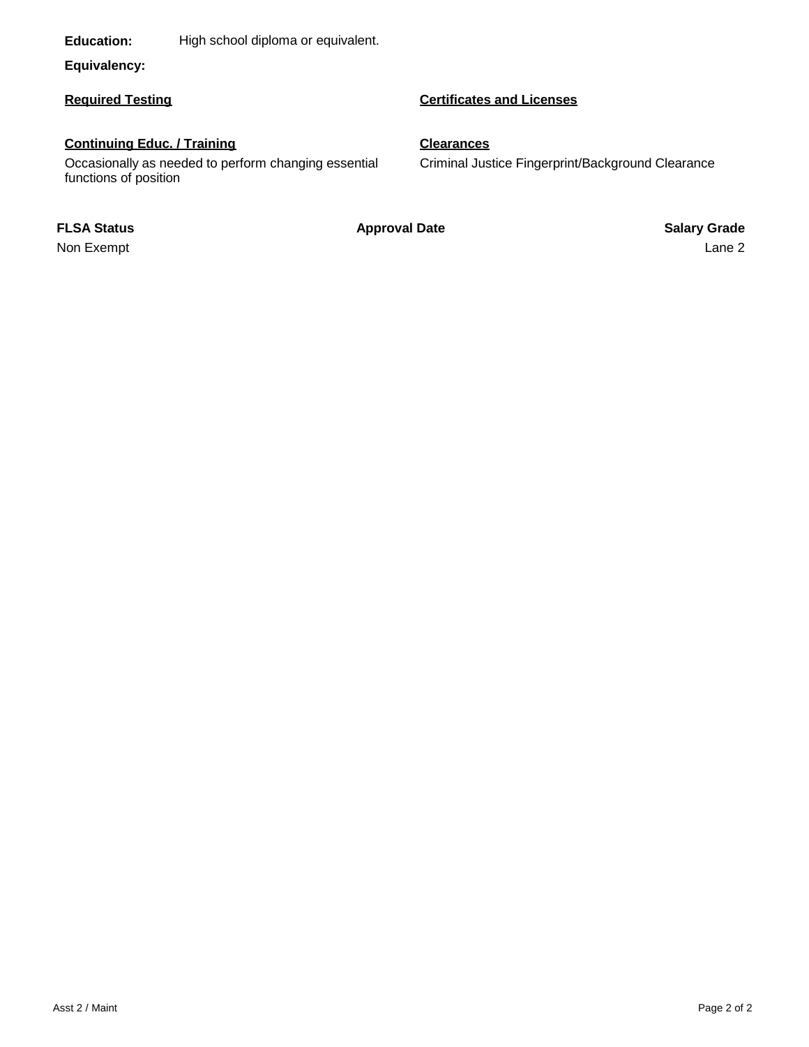**Education:** High school diploma or equivalent.

**Equivalency:**

**Required Testing**

**Certificates and Licenses**

**Continuing Educ. / Training**

Occasionally as needed to perform changing essential functions of position

**Clearances**

Criminal Justice Fingerprint/Background Clearance

| FLSA Status | Approval Date | Salary Grade |
|---|---|---|
| Non Exempt | | Lane 2 |